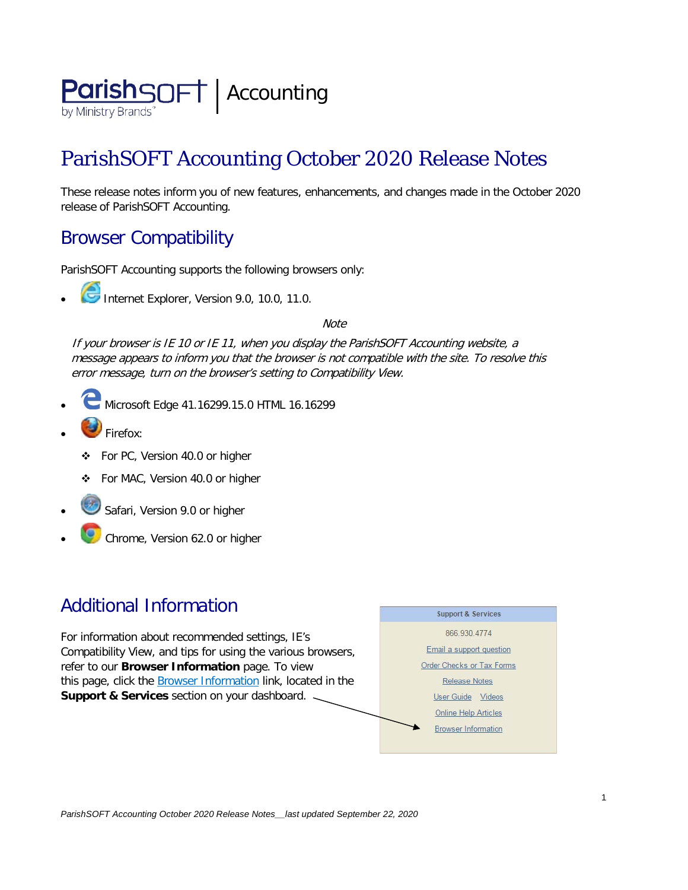ParishSOFT by Ministry Brands | Accounting

# ParishSOFT Accounting October 2020 Release Notes

These release notes inform you of new features, enhancements, and changes made in the October 2020 release of ParishSOFT Accounting.

## Browser Compatibility

ParishSOFT Accounting supports the following browsers only:

- Internet Explorer, Version 9.0, 10.0, 11.0.

*Note*

*If your browser is IE 10 or IE 11, when you display the ParishSOFT Accounting website, a message appears to inform you that the browser is not compatible with the site. To resolve this error message, turn on the browser's setting to Compatibility View.*

- Microsoft Edge 41.16299.15.0 HTML 16.16299
- Firefox:
  - For PC, Version 40.0 or higher
  - For MAC, Version 40.0 or higher
- Safari, Version 9.0 or higher
- Chrome, Version 62.0 or higher

## Additional Information

For information about recommended settings, IE's Compatibility View, and tips for using the various browsers, refer to our **Browser Information** page. To view this page, click the Browser Information link, located in the **Support & Services** section on your dashboard.

**Support & Services**

866.930.4774

Email a support question

Order Checks or Tax Forms

Release Notes

User Guide    Videos

Online Help Articles

Browser Information

*ParishSOFT Accounting October 2020 Release Notes__last updated September 22, 2020*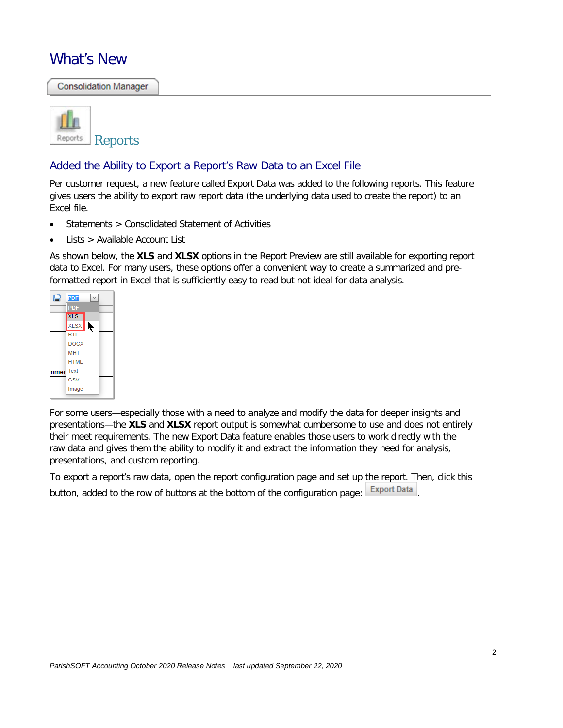# What's New

Consolidation Manager

## Reports

### Added the Ability to Export a Report's Raw Data to an Excel File

Per customer request, a new feature called Export Data was added to the following reports. This feature gives users the ability to export raw report data (the underlying data used to create the report) to an Excel file.

- Statements > Consolidated Statement of Activities
- Lists > Available Account List

As shown below, the **XLS** and **XLSX** options in the Report Preview are still available for exporting report data to Excel. For many users, these options offer a convenient way to create a summarized and pre-formatted report in Excel that is sufficiently easy to read but not ideal for data analysis.

For some users—especially those with a need to analyze and modify the data for deeper insights and presentations—the **XLS** and **XLSX** report output is somewhat cumbersome to use and does not entirely their meet requirements. The new Export Data feature enables those users to work directly with the raw data and gives them the ability to modify it and extract the information they need for analysis, presentations, and custom reporting.

To export a report's raw data, open the report configuration page and set up the report. Then, click this button, added to the row of buttons at the bottom of the configuration page: Export Data.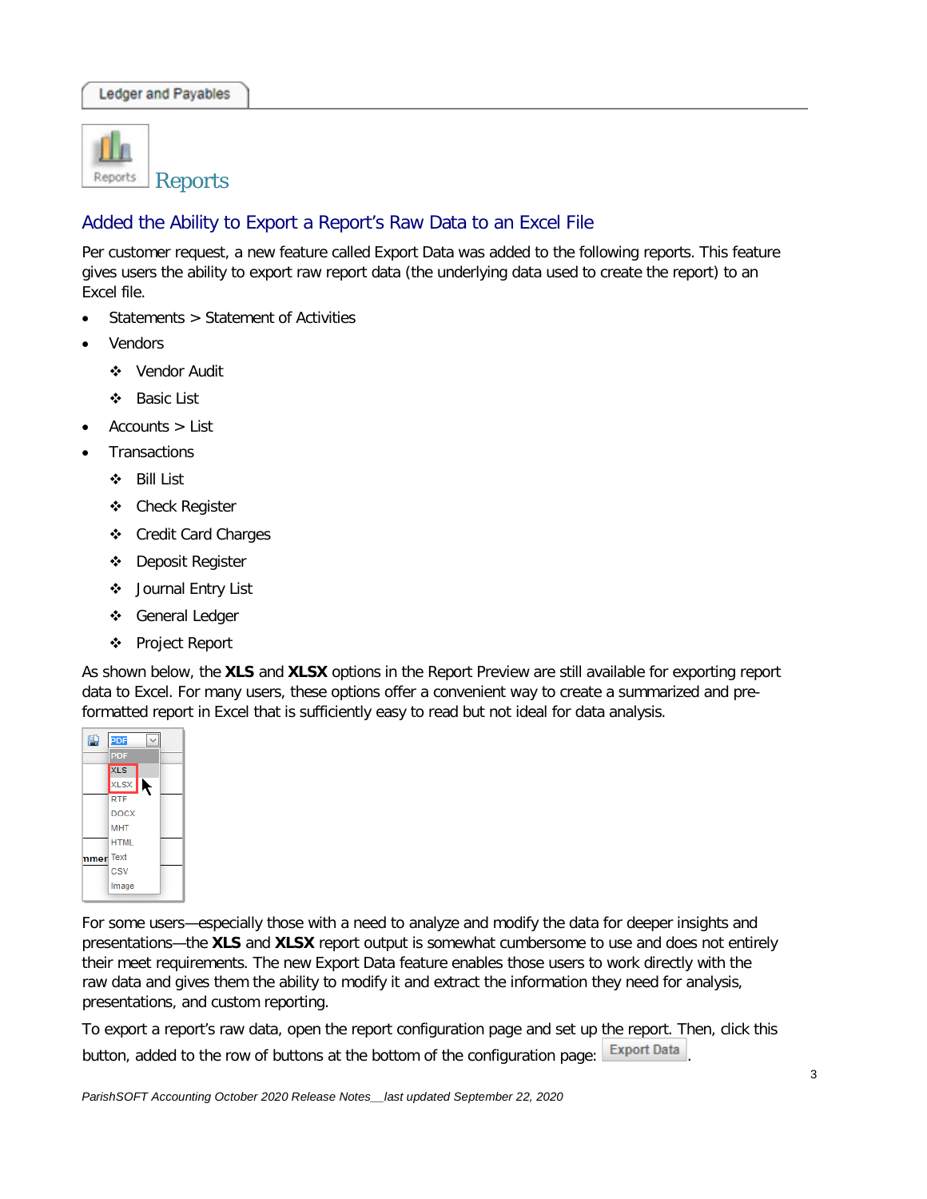Ledger and Payables

# Reports

## Added the Ability to Export a Report's Raw Data to an Excel File

Per customer request, a new feature called Export Data was added to the following reports. This feature gives users the ability to export raw report data (the underlying data used to create the report) to an Excel file.

- Statements > Statement of Activities
- Vendors
  - Vendor Audit
  - Basic List
- Accounts > List
- Transactions
  - Bill List
  - Check Register
  - Credit Card Charges
  - Deposit Register
  - Journal Entry List
  - General Ledger
  - Project Report

As shown below, the **XLS** and **XLSX** options in the Report Preview are still available for exporting report data to Excel. For many users, these options offer a convenient way to create a summarized and pre-formatted report in Excel that is sufficiently easy to read but not ideal for data analysis.

For some users—especially those with a need to analyze and modify the data for deeper insights and presentations—the **XLS** and **XLSX** report output is somewhat cumbersome to use and does not entirely their meet requirements. The new Export Data feature enables those users to work directly with the raw data and gives them the ability to modify it and extract the information they need for analysis, presentations, and custom reporting.

To export a report's raw data, open the report configuration page and set up the report. Then, click this button, added to the row of buttons at the bottom of the configuration page: Export Data.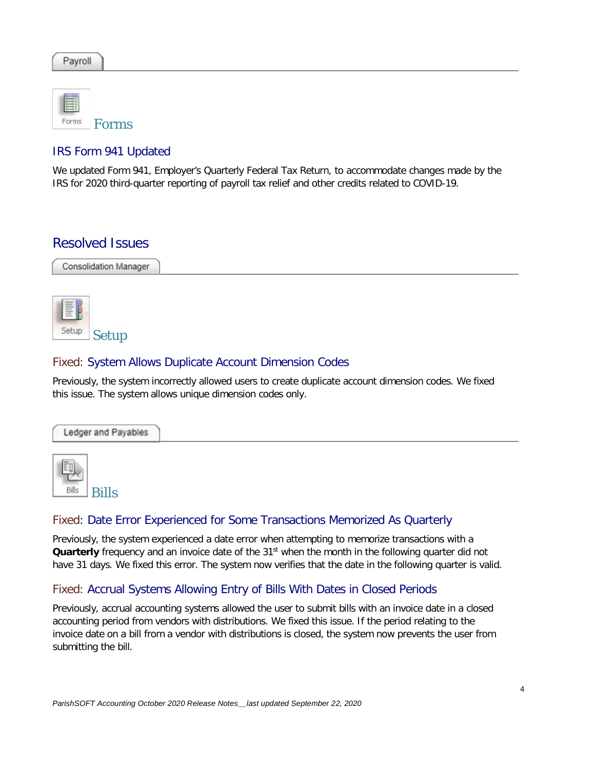Payroll

### Forms

#### IRS Form 941 Updated

We updated Form 941, Employer's Quarterly Federal Tax Return, to accommodate changes made by the IRS for 2020 third-quarter reporting of payroll tax relief and other credits related to COVID-19.

## Resolved Issues

Consolidation Manager

### Setup

#### Fixed: System Allows Duplicate Account Dimension Codes

Previously, the system incorrectly allowed users to create duplicate account dimension codes. We fixed this issue. The system allows unique dimension codes only.

Ledger and Payables

### Bills

#### Fixed: Date Error Experienced for Some Transactions Memorized As Quarterly

Previously, the system experienced a date error when attempting to memorize transactions with a **Quarterly** frequency and an invoice date of the 31st when the month in the following quarter did not have 31 days. We fixed this error. The system now verifies that the date in the following quarter is valid.

#### Fixed: Accrual Systems Allowing Entry of Bills With Dates in Closed Periods

Previously, accrual accounting systems allowed the user to submit bills with an invoice date in a closed accounting period from vendors with distributions. We fixed this issue. If the period relating to the invoice date on a bill from a vendor with distributions is closed, the system now prevents the user from submitting the bill.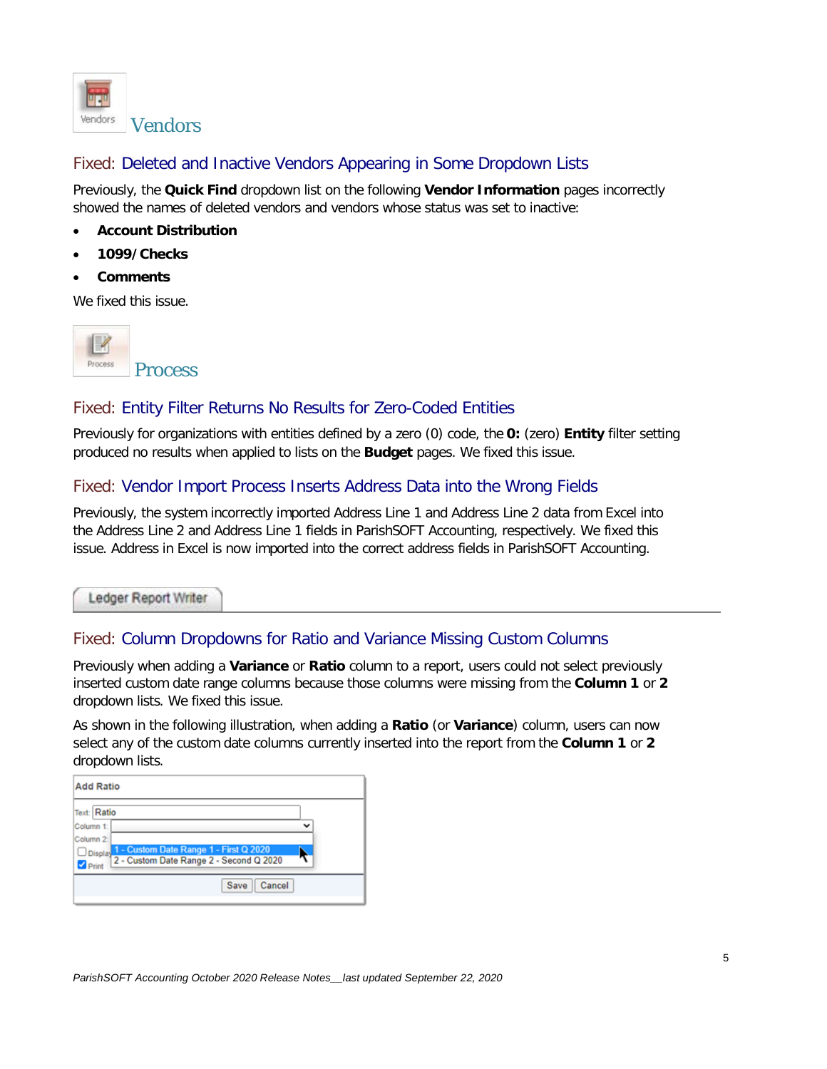# Vendors

## Fixed: Deleted and Inactive Vendors Appearing in Some Dropdown Lists

Previously, the **Quick Find** dropdown list on the following **Vendor Information** pages incorrectly showed the names of deleted vendors and vendors whose status was set to inactive:

- **Account Distribution**
- **1099/Checks**
- **Comments**

We fixed this issue.

# Process

## Fixed: Entity Filter Returns No Results for Zero-Coded Entities

Previously for organizations with entities defined by a zero (0) code, the **0:** (zero) **Entity** filter setting produced no results when applied to lists on the **Budget** pages. We fixed this issue.

## Fixed: Vendor Import Process Inserts Address Data into the Wrong Fields

Previously, the system incorrectly imported Address Line 1 and Address Line 2 data from Excel into the Address Line 2 and Address Line 1 fields in ParishSOFT Accounting, respectively. We fixed this issue. Address in Excel is now imported into the correct address fields in ParishSOFT Accounting.

# Ledger Report Writer

## Fixed: Column Dropdowns for Ratio and Variance Missing Custom Columns

Previously when adding a **Variance** or **Ratio** column to a report, users could not select previously inserted custom date range columns because those columns were missing from the **Column 1** or **2** dropdown lists. We fixed this issue.

As shown in the following illustration, when adding a **Ratio** (or **Variance**) column, users can now select any of the custom date columns currently inserted into the report from the **Column 1** or **2** dropdown lists.

Add Ratio

Text: Ratio

Column 1:

Column 2:

Display

Print

1 - Custom Date Range 1 - First Q 2020

2 - Custom Date Range 2 - Second Q 2020

Save Cancel